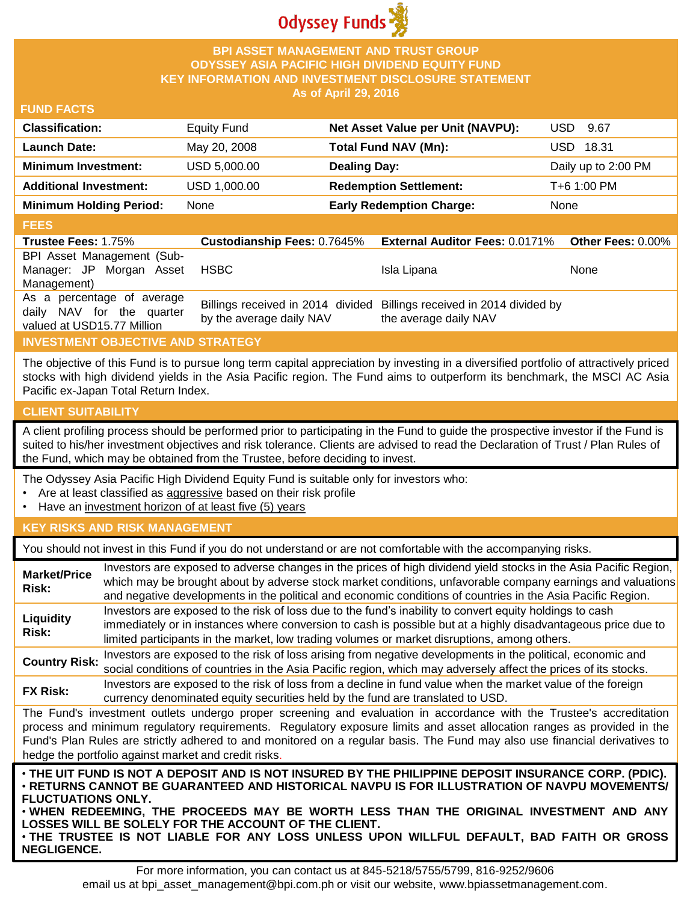Odyssey Funds

# BPI ASSET MANAGEMENT AND TRUST GROUP
# ODYSSEY ASIA PACIFIC HIGH DIVIDEND EQUITY FUND
# KEY INFORMATION AND INVESTMENT DISCLOSURE STATEMENT
As of April 29, 2016

## FUND FACTS

| | | | |
|---|---|---|---|
| **Classification:** | Equity Fund | **Net Asset Value per Unit (NAVPU):** | USD 9.67 |
| **Launch Date:** | May 20, 2008 | **Total Fund NAV (Mn):** | USD 18.31 |
| **Minimum Investment:** | USD 5,000.00 | **Dealing Day:** | Daily up to 2:00 PM |
| **Additional Investment:** | USD 1,000.00 | **Redemption Settlement:** | T+6 1:00 PM |
| **Minimum Holding Period:** | None | **Early Redemption Charge:** | None |

## FEES

| **Trustee Fees:** 1.75% | **Custodianship Fees:** 0.7645% | **External Auditor Fees:** 0.0171% | **Other Fees:** 0.00% |
|---|---|---|---|
| BPI Asset Management (Sub-Manager: JP Morgan Asset Management) | HSBC | Isla Lipana | None |
| As a percentage of average daily NAV for the quarter valued at USD15.77 Million | Billings received in 2014 divided by the average daily NAV | Billings received in 2014 divided by the average daily NAV | |

## INVESTMENT OBJECTIVE AND STRATEGY

The objective of this Fund is to pursue long term capital appreciation by investing in a diversified portfolio of attractively priced stocks with high dividend yields in the Asia Pacific region. The Fund aims to outperform its benchmark, the MSCI AC Asia Pacific ex-Japan Total Return Index.

## CLIENT SUITABILITY

A client profiling process should be performed prior to participating in the Fund to guide the prospective investor if the Fund is suited to his/her investment objectives and risk tolerance. Clients are advised to read the Declaration of Trust / Plan Rules of the Fund, which may be obtained from the Trustee, before deciding to invest.

The Odyssey Asia Pacific High Dividend Equity Fund is suitable only for investors who:

- Are at least classified as aggressive based on their risk profile
- Have an investment horizon of at least five (5) years

## KEY RISKS AND RISK MANAGEMENT

You should not invest in this Fund if you do not understand or are not comfortable with the accompanying risks.

| | |
|---|---|
| **Market/Price Risk:** | Investors are exposed to adverse changes in the prices of high dividend yield stocks in the Asia Pacific Region, which may be brought about by adverse stock market conditions, unfavorable company earnings and valuations and negative developments in the political and economic conditions of countries in the Asia Pacific Region. |
| **Liquidity Risk:** | Investors are exposed to the risk of loss due to the fund's inability to convert equity holdings to cash immediately or in instances where conversion to cash is possible but at a highly disadvantageous price due to limited participants in the market, low trading volumes or market disruptions, among others. |
| **Country Risk:** | Investors are exposed to the risk of loss arising from negative developments in the political, economic and social conditions of countries in the Asia Pacific region, which may adversely affect the prices of its stocks. |
| **FX Risk:** | Investors are exposed to the risk of loss from a decline in fund value when the market value of the foreign currency denominated equity securities held by the fund are translated to USD. |

The Fund's investment outlets undergo proper screening and evaluation in accordance with the Trustee's accreditation process and minimum regulatory requirements. Regulatory exposure limits and asset allocation ranges as provided in the Fund's Plan Rules are strictly adhered to and monitored on a regular basis. The Fund may also use financial derivatives to hedge the portfolio against market and credit risks.

- **THE UIT FUND IS NOT A DEPOSIT AND IS NOT INSURED BY THE PHILIPPINE DEPOSIT INSURANCE CORP. (PDIC).**
- **RETURNS CANNOT BE GUARANTEED AND HISTORICAL NAVPU IS FOR ILLUSTRATION OF NAVPU MOVEMENTS/ FLUCTUATIONS ONLY.**
- **WHEN REDEEMING, THE PROCEEDS MAY BE WORTH LESS THAN THE ORIGINAL INVESTMENT AND ANY LOSSES WILL BE SOLELY FOR THE ACCOUNT OF THE CLIENT.**
- **THE TRUSTEE IS NOT LIABLE FOR ANY LOSS UNLESS UPON WILLFUL DEFAULT, BAD FAITH OR GROSS NEGLIGENCE.**

For more information, you can contact us at 845-5218/5755/5799, 816-9252/9606
email us at bpi_asset_management@bpi.com.ph or visit our website, www.bpiassetmanagement.com.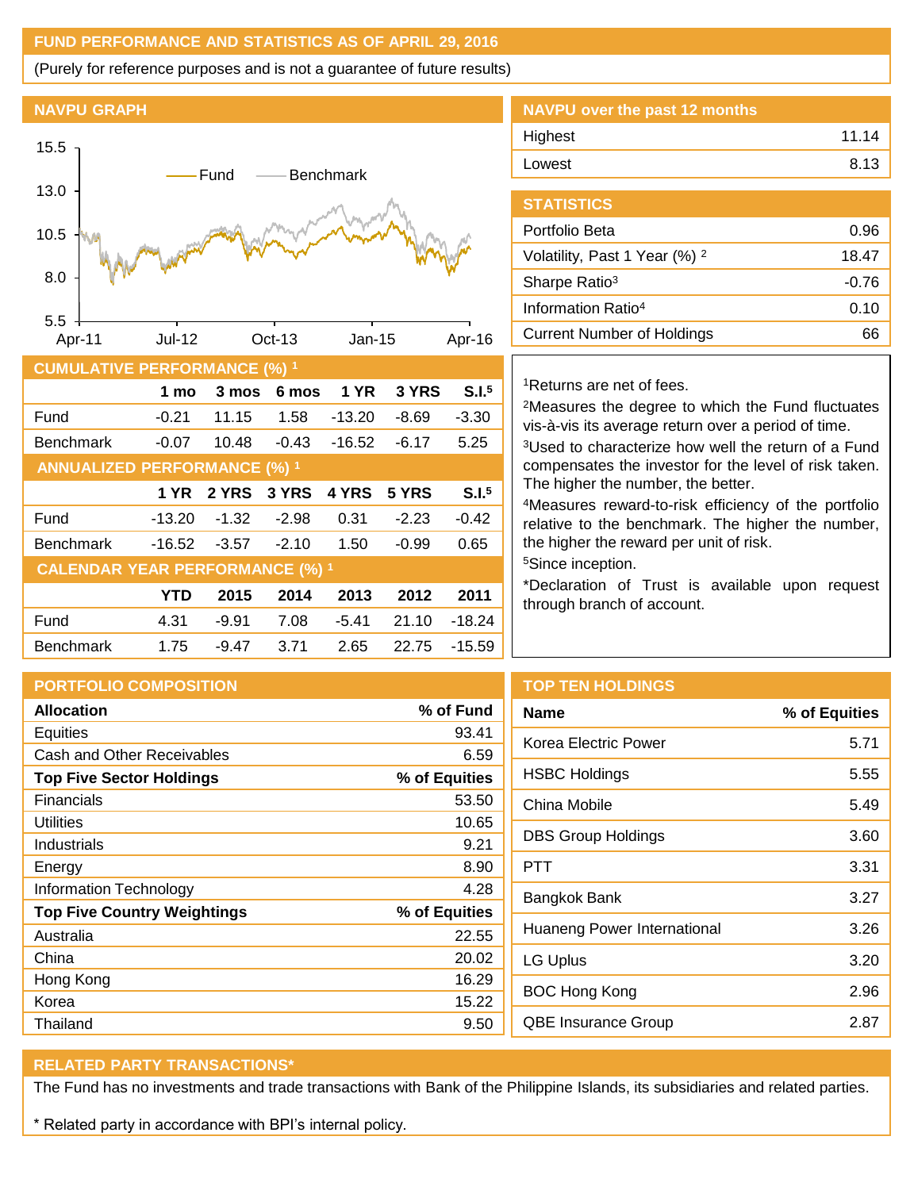## FUND PERFORMANCE AND STATISTICS AS OF APRIL 29, 2016

(Purely for reference purposes and is not a guarantee of future results)

### NAVPU GRAPH

### NAVPU over the past 12 months

| | |
|---|---|
| Highest | 11.14 |
| Lowest | 8.13 |

### STATISTICS

| | |
|---|---|
| Portfolio Beta | 0.96 |
| Volatility, Past 1 Year (%) [2] | 18.47 |
| Sharpe Ratio[3] | -0.76 |
| Information Ratio[4] | 0.10 |
| Current Number of Holdings | 66 |

### CUMULATIVE PERFORMANCE (%) [1]

| | 1 mo | 3 mos | 6 mos | 1 YR | 3 YRS | S.I.[5] |
|---|---|---|---|---|---|---|
| Fund | -0.21 | 11.15 | 1.58 | -13.20 | -8.69 | -3.30 |
| Benchmark | -0.07 | 10.48 | -0.43 | -16.52 | -6.17 | 5.25 |

### ANNUALIZED PERFORMANCE (%) [1]

| | 1 YR | 2 YRS | 3 YRS | 4 YRS | 5 YRS | S.I.[5] |
|---|---|---|---|---|---|---|
| Fund | -13.20 | -1.32 | -2.98 | 0.31 | -2.23 | -0.42 |
| Benchmark | -16.52 | -3.57 | -2.10 | 1.50 | -0.99 | 0.65 |

### CALENDAR YEAR PERFORMANCE (%) [1]

| | YTD | 2015 | 2014 | 2013 | 2012 | 2011 |
|---|---|---|---|---|---|---|
| Fund | 4.31 | -9.91 | 7.08 | -5.41 | 21.10 | -18.24 |
| Benchmark | 1.75 | -9.47 | 3.71 | 2.65 | 22.75 | -15.59 |

[1]Returns are net of fees.

[2]Measures the degree to which the Fund fluctuates vis-à-vis its average return over a period of time.

[3]Used to characterize how well the return of a Fund compensates the investor for the level of risk taken. The higher the number, the better.

[4]Measures reward-to-risk efficiency of the portfolio relative to the benchmark. The higher the number, the higher the reward per unit of risk.

[5]Since inception.

*Declaration of Trust is available upon request through branch of account.

### PORTFOLIO COMPOSITION

| Allocation | % of Fund |
|---|---|
| Equities | 93.41 |
| Cash and Other Receivables | 6.59 |
| **Top Five Sector Holdings** | **% of Equities** |
| Financials | 53.50 |
| Utilities | 10.65 |
| Industrials | 9.21 |
| Energy | 8.90 |
| Information Technology | 4.28 |
| **Top Five Country Weightings** | **% of Equities** |
| Australia | 22.55 |
| China | 20.02 |
| Hong Kong | 16.29 |
| Korea | 15.22 |
| Thailand | 9.50 |

### TOP TEN HOLDINGS

| Name | % of Equities |
|---|---|
| Korea Electric Power | 5.71 |
| HSBC Holdings | 5.55 |
| China Mobile | 5.49 |
| DBS Group Holdings | 3.60 |
| PTT | 3.31 |
| Bangkok Bank | 3.27 |
| Huaneng Power International | 3.26 |
| LG Uplus | 3.20 |
| BOC Hong Kong | 2.96 |
| QBE Insurance Group | 2.87 |

### RELATED PARTY TRANSACTIONS*

The Fund has no investments and trade transactions with Bank of the Philippine Islands, its subsidiaries and related parties.

* Related party in accordance with BPI's internal policy.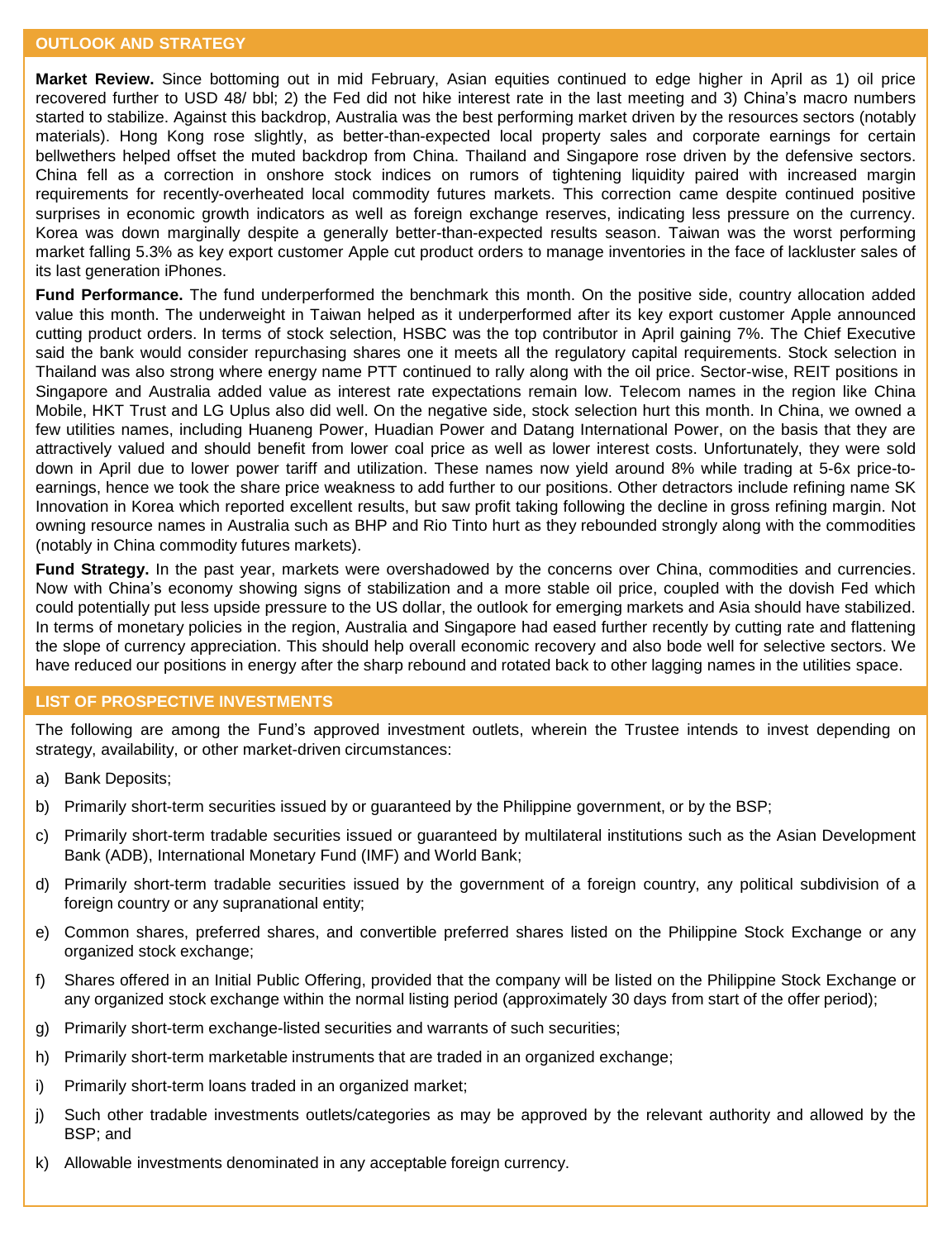## OUTLOOK AND STRATEGY

**Market Review.** Since bottoming out in mid February, Asian equities continued to edge higher in April as 1) oil price recovered further to USD 48/ bbl; 2) the Fed did not hike interest rate in the last meeting and 3) China's macro numbers started to stabilize. Against this backdrop, Australia was the best performing market driven by the resources sectors (notably materials). Hong Kong rose slightly, as better-than-expected local property sales and corporate earnings for certain bellwethers helped offset the muted backdrop from China. Thailand and Singapore rose driven by the defensive sectors. China fell as a correction in onshore stock indices on rumors of tightening liquidity paired with increased margin requirements for recently-overheated local commodity futures markets. This correction came despite continued positive surprises in economic growth indicators as well as foreign exchange reserves, indicating less pressure on the currency. Korea was down marginally despite a generally better-than-expected results season. Taiwan was the worst performing market falling 5.3% as key export customer Apple cut product orders to manage inventories in the face of lackluster sales of its last generation iPhones.

**Fund Performance.** The fund underperformed the benchmark this month. On the positive side, country allocation added value this month. The underweight in Taiwan helped as it underperformed after its key export customer Apple announced cutting product orders. In terms of stock selection, HSBC was the top contributor in April gaining 7%. The Chief Executive said the bank would consider repurchasing shares one it meets all the regulatory capital requirements. Stock selection in Thailand was also strong where energy name PTT continued to rally along with the oil price. Sector-wise, REIT positions in Singapore and Australia added value as interest rate expectations remain low. Telecom names in the region like China Mobile, HKT Trust and LG Uplus also did well. On the negative side, stock selection hurt this month. In China, we owned a few utilities names, including Huaneng Power, Huadian Power and Datang International Power, on the basis that they are attractively valued and should benefit from lower coal price as well as lower interest costs. Unfortunately, they were sold down in April due to lower power tariff and utilization. These names now yield around 8% while trading at 5-6x price-to-earnings, hence we took the share price weakness to add further to our positions. Other detractors include refining name SK Innovation in Korea which reported excellent results, but saw profit taking following the decline in gross refining margin. Not owning resource names in Australia such as BHP and Rio Tinto hurt as they rebounded strongly along with the commodities (notably in China commodity futures markets).

**Fund Strategy.** In the past year, markets were overshadowed by the concerns over China, commodities and currencies. Now with China's economy showing signs of stabilization and a more stable oil price, coupled with the dovish Fed which could potentially put less upside pressure to the US dollar, the outlook for emerging markets and Asia should have stabilized. In terms of monetary policies in the region, Australia and Singapore had eased further recently by cutting rate and flattening the slope of currency appreciation. This should help overall economic recovery and also bode well for selective sectors. We have reduced our positions in energy after the sharp rebound and rotated back to other lagging names in the utilities space.

## LIST OF PROSPECTIVE INVESTMENTS

The following are among the Fund's approved investment outlets, wherein the Trustee intends to invest depending on strategy, availability, or other market-driven circumstances:

a) Bank Deposits;

b) Primarily short-term securities issued by or guaranteed by the Philippine government, or by the BSP;

c) Primarily short-term tradable securities issued or guaranteed by multilateral institutions such as the Asian Development Bank (ADB), International Monetary Fund (IMF) and World Bank;

d) Primarily short-term tradable securities issued by the government of a foreign country, any political subdivision of a foreign country or any supranational entity;

e) Common shares, preferred shares, and convertible preferred shares listed on the Philippine Stock Exchange or any organized stock exchange;

f) Shares offered in an Initial Public Offering, provided that the company will be listed on the Philippine Stock Exchange or any organized stock exchange within the normal listing period (approximately 30 days from start of the offer period);

g) Primarily short-term exchange-listed securities and warrants of such securities;

h) Primarily short-term marketable instruments that are traded in an organized exchange;

i) Primarily short-term loans traded in an organized market;

j) Such other tradable investments outlets/categories as may be approved by the relevant authority and allowed by the BSP; and

k) Allowable investments denominated in any acceptable foreign currency.